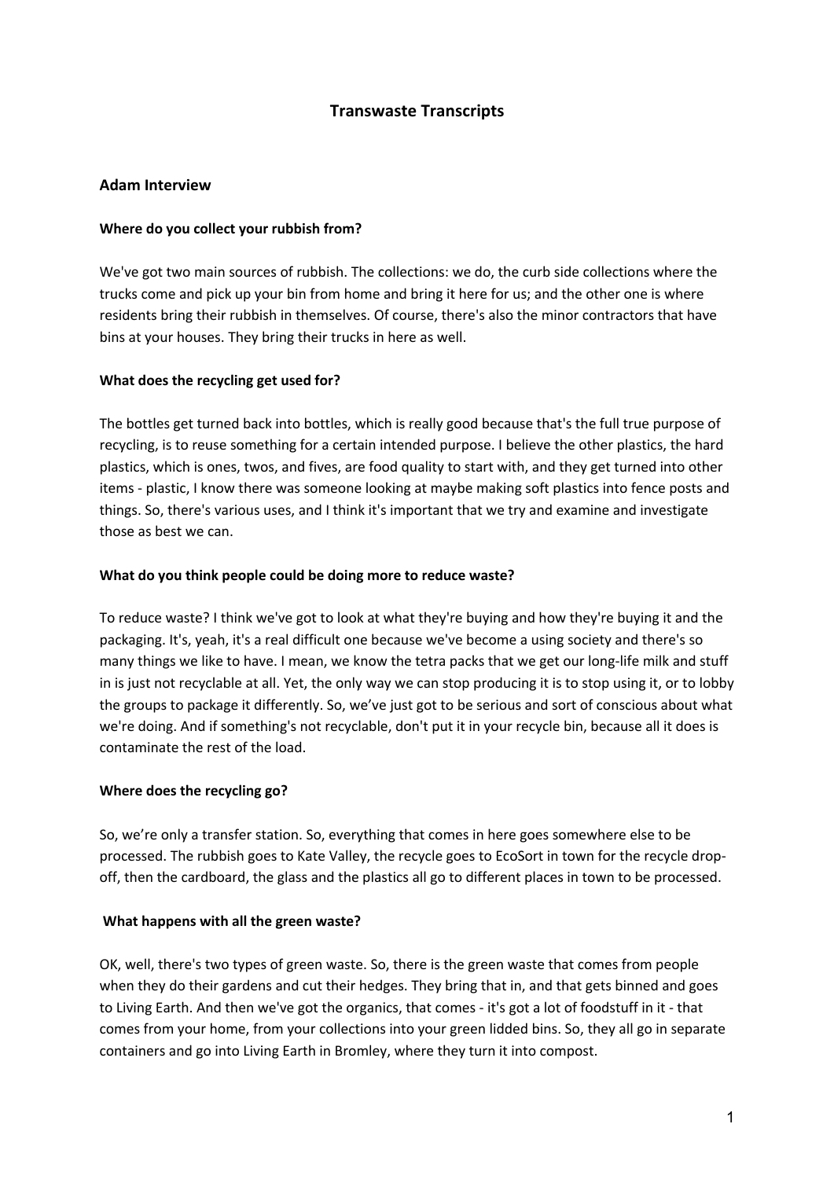# Transwaste Transcripts

## Adam Interview

**Where do you collect your rubbish from?**

We've got two main sources of rubbish. The collections: we do, the curb side collections where the trucks come and pick up your bin from home and bring it here for us; and the other one is where residents bring their rubbish in themselves. Of course, there's also the minor contractors that have bins at your houses. They bring their trucks in here as well.

**What does the recycling get used for?**

The bottles get turned back into bottles, which is really good because that's the full true purpose of recycling, is to reuse something for a certain intended purpose. I believe the other plastics, the hard plastics, which is ones, twos, and fives, are food quality to start with, and they get turned into other items - plastic, I know there was someone looking at maybe making soft plastics into fence posts and things. So, there's various uses, and I think it's important that we try and examine and investigate those as best we can.

**What do you think people could be doing more to reduce waste?**

To reduce waste? I think we've got to look at what they're buying and how they're buying it and the packaging. It's, yeah, it's a real difficult one because we've become a using society and there's so many things we like to have. I mean, we know the tetra packs that we get our long-life milk and stuff in is just not recyclable at all. Yet, the only way we can stop producing it is to stop using it, or to lobby the groups to package it differently. So, we've just got to be serious and sort of conscious about what we're doing. And if something's not recyclable, don't put it in your recycle bin, because all it does is contaminate the rest of the load.

**Where does the recycling go?**

So, we're only a transfer station. So, everything that comes in here goes somewhere else to be processed. The rubbish goes to Kate Valley, the recycle goes to EcoSort in town for the recycle drop-off, then the cardboard, the glass and the plastics all go to different places in town to be processed.

**What happens with all the green waste?**

OK, well, there's two types of green waste. So, there is the green waste that comes from people when they do their gardens and cut their hedges. They bring that in, and that gets binned and goes to Living Earth. And then we've got the organics, that comes - it's got a lot of foodstuff in it - that comes from your home, from your collections into your green lidded bins. So, they all go in separate containers and go into Living Earth in Bromley, where they turn it into compost.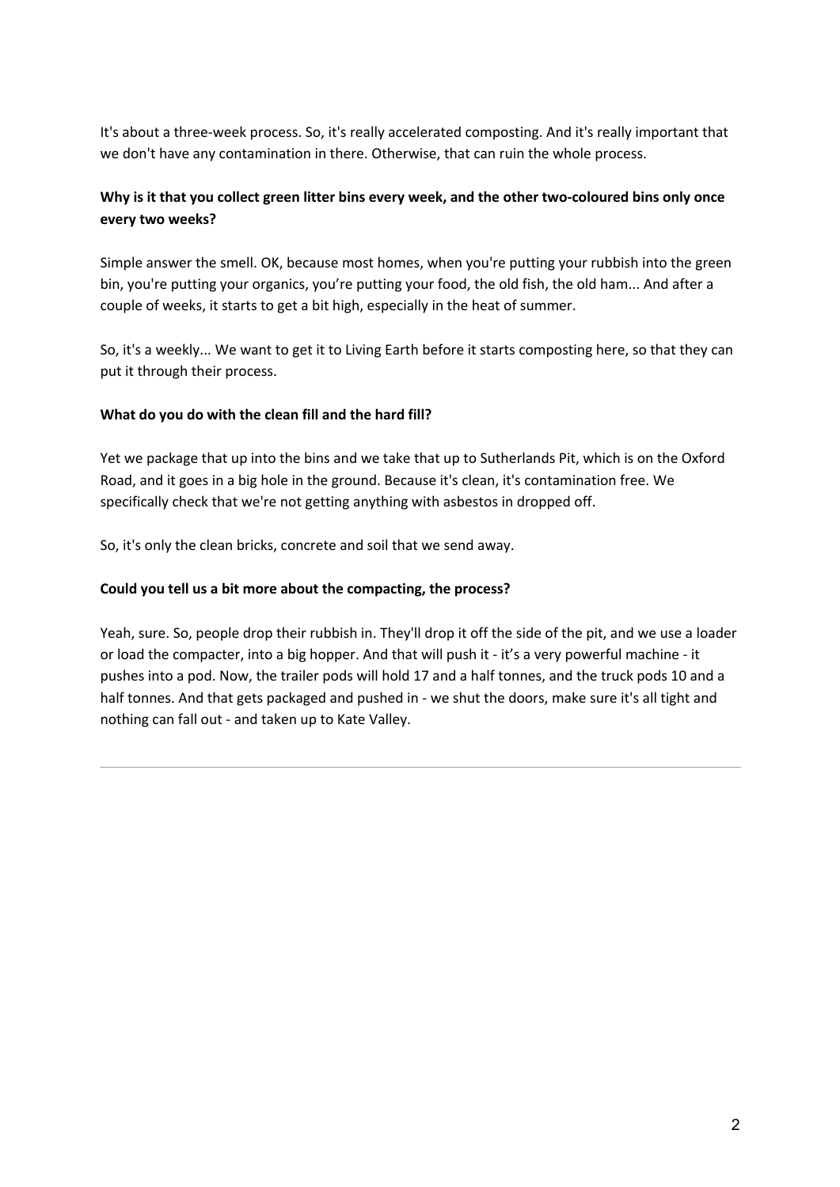It's about a three-week process. So, it's really accelerated composting. And it's really important that we don't have any contamination in there. Otherwise, that can ruin the whole process.

**Why is it that you collect green litter bins every week, and the other two-coloured bins only once every two weeks?**

Simple answer the smell. OK, because most homes, when you're putting your rubbish into the green bin, you're putting your organics, you're putting your food, the old fish, the old ham... And after a couple of weeks, it starts to get a bit high, especially in the heat of summer.

So, it's a weekly... We want to get it to Living Earth before it starts composting here, so that they can put it through their process.

**What do you do with the clean fill and the hard fill?**

Yet we package that up into the bins and we take that up to Sutherlands Pit, which is on the Oxford Road, and it goes in a big hole in the ground. Because it's clean, it's contamination free. We specifically check that we're not getting anything with asbestos in dropped off.

So, it's only the clean bricks, concrete and soil that we send away.

**Could you tell us a bit more about the compacting, the process?**

Yeah, sure. So, people drop their rubbish in. They'll drop it off the side of the pit, and we use a loader or load the compacter, into a big hopper. And that will push it - it's a very powerful machine - it pushes into a pod. Now, the trailer pods will hold 17 and a half tonnes, and the truck pods 10 and a half tonnes. And that gets packaged and pushed in - we shut the doors, make sure it's all tight and nothing can fall out - and taken up to Kate Valley.

---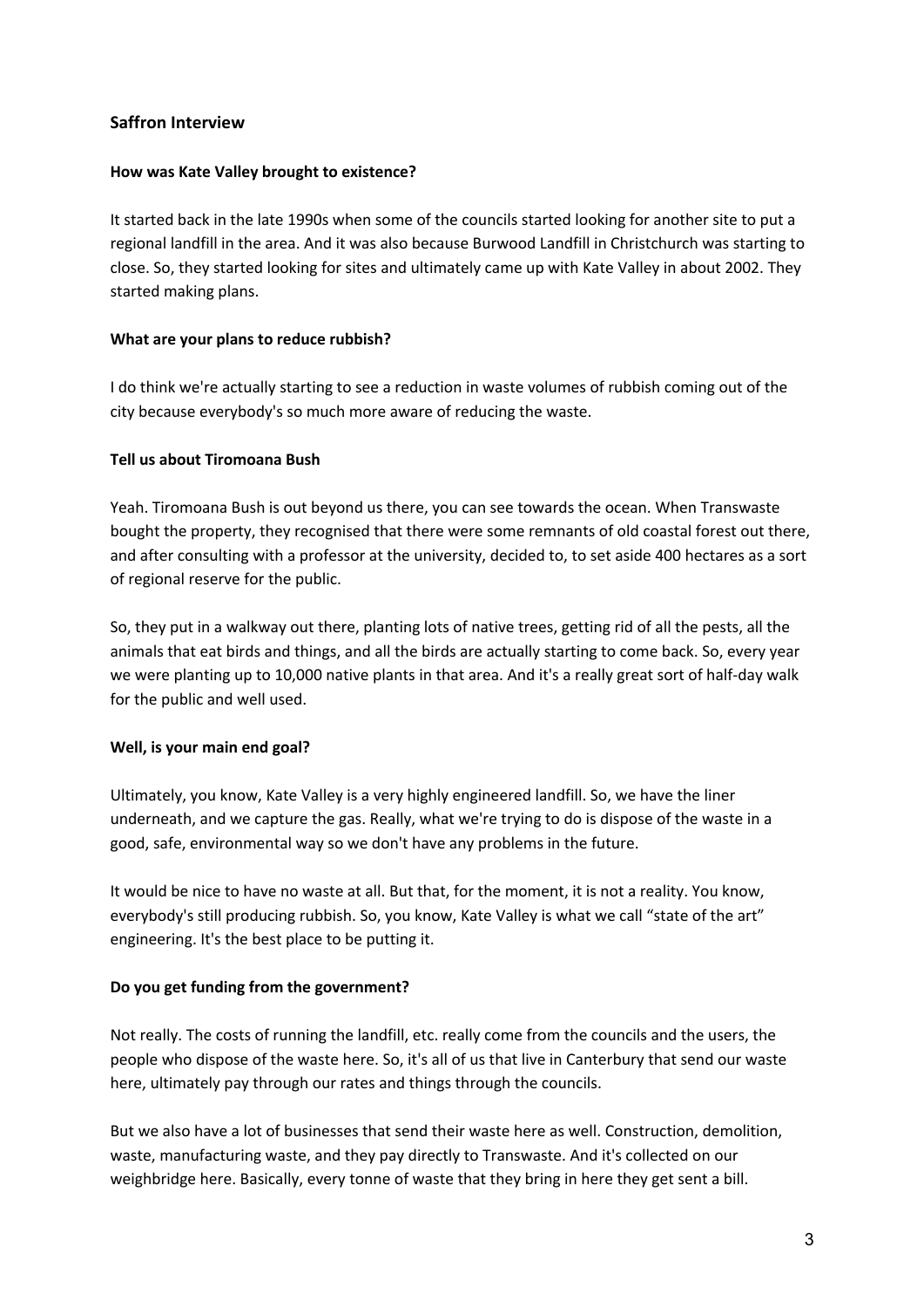## Saffron Interview

**How was Kate Valley brought to existence?**

It started back in the late 1990s when some of the councils started looking for another site to put a regional landfill in the area. And it was also because Burwood Landfill in Christchurch was starting to close. So, they started looking for sites and ultimately came up with Kate Valley in about 2002. They started making plans.

**What are your plans to reduce rubbish?**

I do think we're actually starting to see a reduction in waste volumes of rubbish coming out of the city because everybody's so much more aware of reducing the waste.

**Tell us about Tiromoana Bush**

Yeah. Tiromoana Bush is out beyond us there, you can see towards the ocean. When Transwaste bought the property, they recognised that there were some remnants of old coastal forest out there, and after consulting with a professor at the university, decided to, to set aside 400 hectares as a sort of regional reserve for the public.

So, they put in a walkway out there, planting lots of native trees, getting rid of all the pests, all the animals that eat birds and things, and all the birds are actually starting to come back. So, every year we were planting up to 10,000 native plants in that area. And it's a really great sort of half-day walk for the public and well used.

**Well, is your main end goal?**

Ultimately, you know, Kate Valley is a very highly engineered landfill. So, we have the liner underneath, and we capture the gas. Really, what we're trying to do is dispose of the waste in a good, safe, environmental way so we don't have any problems in the future.

It would be nice to have no waste at all. But that, for the moment, it is not a reality. You know, everybody's still producing rubbish. So, you know, Kate Valley is what we call "state of the art" engineering. It's the best place to be putting it.

**Do you get funding from the government?**

Not really. The costs of running the landfill, etc. really come from the councils and the users, the people who dispose of the waste here. So, it's all of us that live in Canterbury that send our waste here, ultimately pay through our rates and things through the councils.

But we also have a lot of businesses that send their waste here as well. Construction, demolition, waste, manufacturing waste, and they pay directly to Transwaste. And it's collected on our weighbridge here. Basically, every tonne of waste that they bring in here they get sent a bill.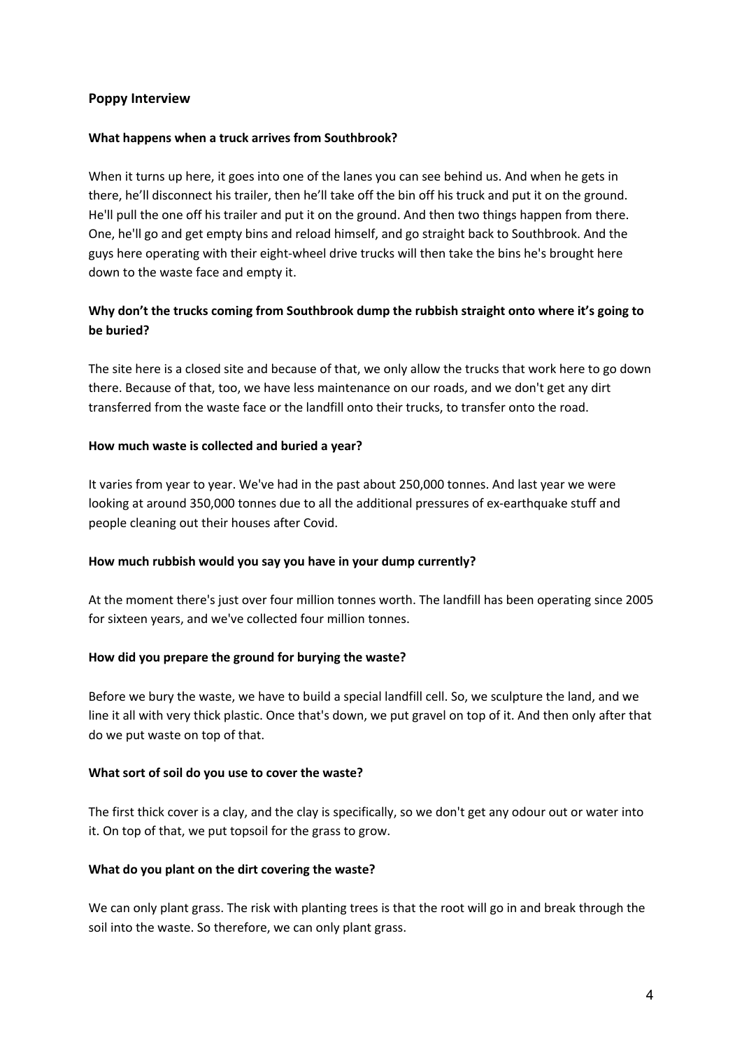## Poppy Interview

**What happens when a truck arrives from Southbrook?**

When it turns up here, it goes into one of the lanes you can see behind us. And when he gets in there, he'll disconnect his trailer, then he'll take off the bin off his truck and put it on the ground. He'll pull the one off his trailer and put it on the ground. And then two things happen from there. One, he'll go and get empty bins and reload himself, and go straight back to Southbrook. And the guys here operating with their eight-wheel drive trucks will then take the bins he's brought here down to the waste face and empty it.

**Why don't the trucks coming from Southbrook dump the rubbish straight onto where it's going to be buried?**

The site here is a closed site and because of that, we only allow the trucks that work here to go down there. Because of that, too, we have less maintenance on our roads, and we don't get any dirt transferred from the waste face or the landfill onto their trucks, to transfer onto the road.

**How much waste is collected and buried a year?**

It varies from year to year. We've had in the past about 250,000 tonnes. And last year we were looking at around 350,000 tonnes due to all the additional pressures of ex-earthquake stuff and people cleaning out their houses after Covid.

**How much rubbish would you say you have in your dump currently?**

At the moment there's just over four million tonnes worth. The landfill has been operating since 2005 for sixteen years, and we've collected four million tonnes.

**How did you prepare the ground for burying the waste?**

Before we bury the waste, we have to build a special landfill cell. So, we sculpture the land, and we line it all with very thick plastic. Once that's down, we put gravel on top of it. And then only after that do we put waste on top of that.

**What sort of soil do you use to cover the waste?**

The first thick cover is a clay, and the clay is specifically, so we don't get any odour out or water into it. On top of that, we put topsoil for the grass to grow.

**What do you plant on the dirt covering the waste?**

We can only plant grass. The risk with planting trees is that the root will go in and break through the soil into the waste. So therefore, we can only plant grass.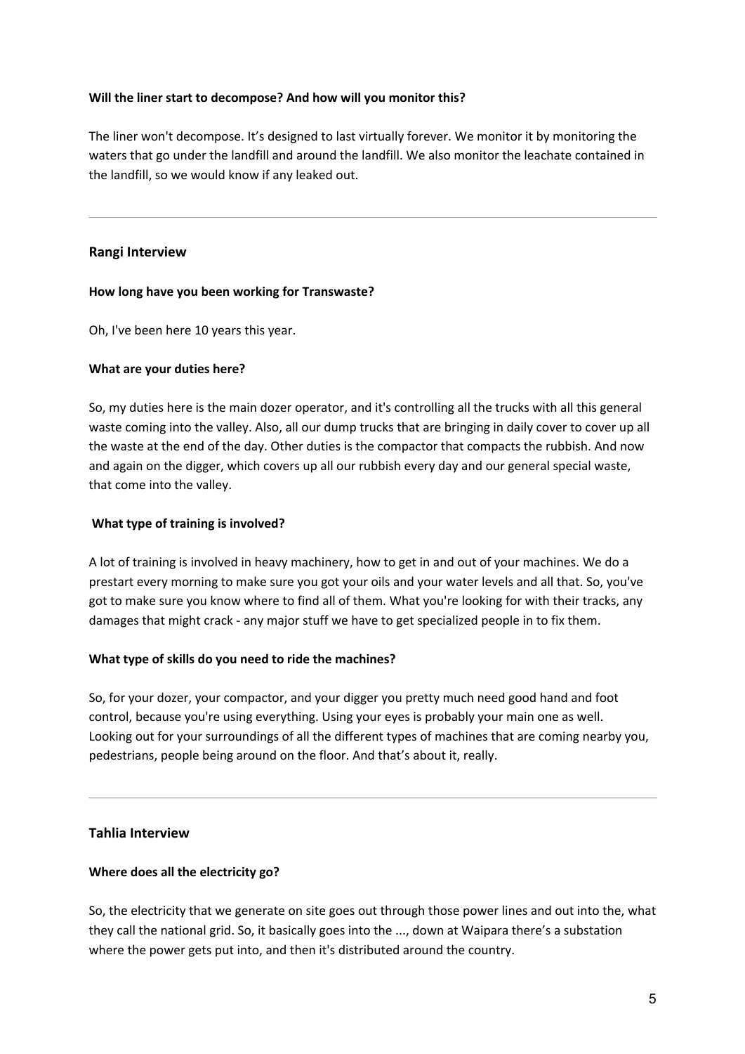**Will the liner start to decompose? And how will you monitor this?**

The liner won't decompose. It's designed to last virtually forever. We monitor it by monitoring the waters that go under the landfill and around the landfill. We also monitor the leachate contained in the landfill, so we would know if any leaked out.

---

## Rangi Interview

**How long have you been working for Transwaste?**

Oh, I've been here 10 years this year.

**What are your duties here?**

So, my duties here is the main dozer operator, and it's controlling all the trucks with all this general waste coming into the valley. Also, all our dump trucks that are bringing in daily cover to cover up all the waste at the end of the day. Other duties is the compactor that compacts the rubbish. And now and again on the digger, which covers up all our rubbish every day and our general special waste, that come into the valley.

**What type of training is involved?**

A lot of training is involved in heavy machinery, how to get in and out of your machines. We do a prestart every morning to make sure you got your oils and your water levels and all that. So, you've got to make sure you know where to find all of them. What you're looking for with their tracks, any damages that might crack - any major stuff we have to get specialized people in to fix them.

**What type of skills do you need to ride the machines?**

So, for your dozer, your compactor, and your digger you pretty much need good hand and foot control, because you're using everything. Using your eyes is probably your main one as well. Looking out for your surroundings of all the different types of machines that are coming nearby you, pedestrians, people being around on the floor. And that's about it, really.

---

## Tahlia Interview

**Where does all the electricity go?**

So, the electricity that we generate on site goes out through those power lines and out into the, what they call the national grid. So, it basically goes into the ..., down at Waipara there's a substation where the power gets put into, and then it's distributed around the country.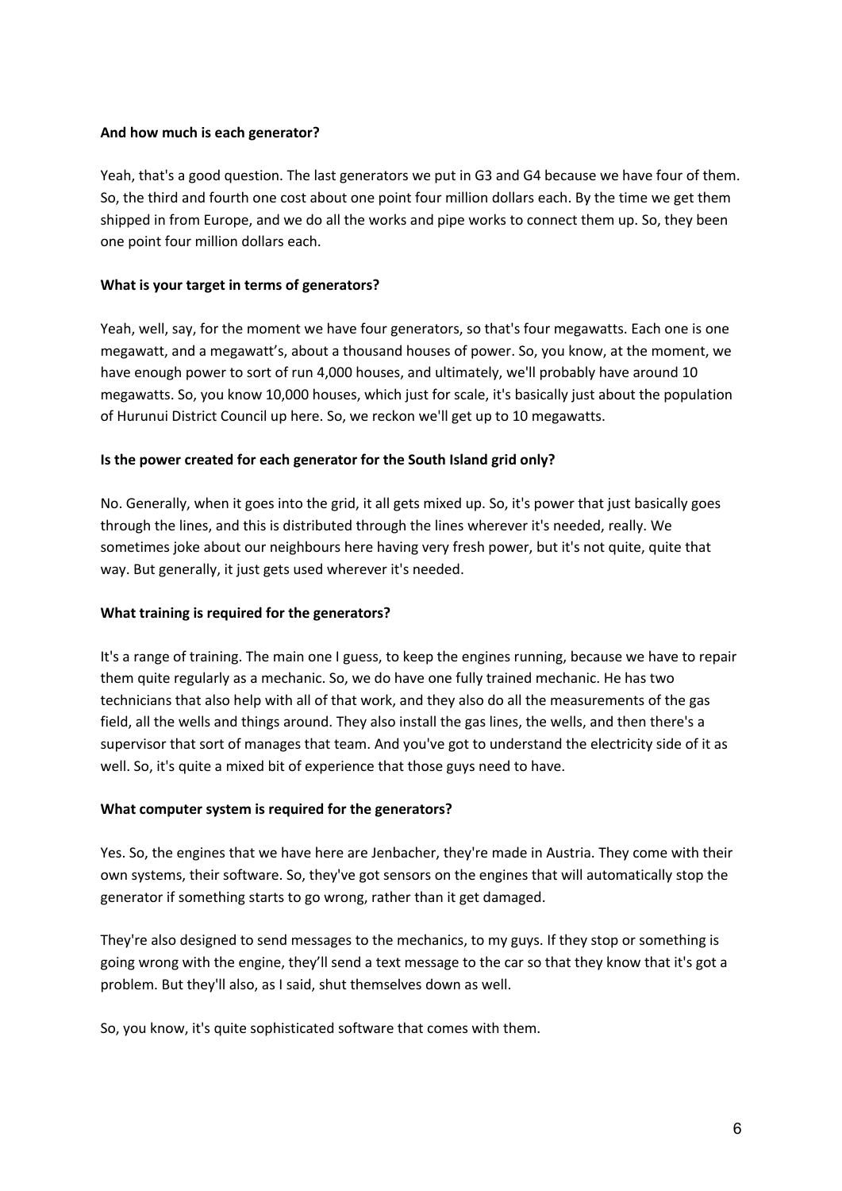**And how much is each generator?**

Yeah, that's a good question. The last generators we put in G3 and G4 because we have four of them. So, the third and fourth one cost about one point four million dollars each. By the time we get them shipped in from Europe, and we do all the works and pipe works to connect them up. So, they been one point four million dollars each.

**What is your target in terms of generators?**

Yeah, well, say, for the moment we have four generators, so that's four megawatts. Each one is one megawatt, and a megawatt's, about a thousand houses of power. So, you know, at the moment, we have enough power to sort of run 4,000 houses, and ultimately, we'll probably have around 10 megawatts. So, you know 10,000 houses, which just for scale, it's basically just about the population of Hurunui District Council up here. So, we reckon we'll get up to 10 megawatts.

**Is the power created for each generator for the South Island grid only?**

No. Generally, when it goes into the grid, it all gets mixed up. So, it's power that just basically goes through the lines, and this is distributed through the lines wherever it's needed, really. We sometimes joke about our neighbours here having very fresh power, but it's not quite, quite that way. But generally, it just gets used wherever it's needed.

**What training is required for the generators?**

It's a range of training. The main one I guess, to keep the engines running, because we have to repair them quite regularly as a mechanic. So, we do have one fully trained mechanic. He has two technicians that also help with all of that work, and they also do all the measurements of the gas field, all the wells and things around. They also install the gas lines, the wells, and then there's a supervisor that sort of manages that team. And you've got to understand the electricity side of it as well. So, it's quite a mixed bit of experience that those guys need to have.

**What computer system is required for the generators?**

Yes. So, the engines that we have here are Jenbacher, they're made in Austria. They come with their own systems, their software. So, they've got sensors on the engines that will automatically stop the generator if something starts to go wrong, rather than it get damaged.

They're also designed to send messages to the mechanics, to my guys. If they stop or something is going wrong with the engine, they'll send a text message to the car so that they know that it's got a problem. But they'll also, as I said, shut themselves down as well.

So, you know, it's quite sophisticated software that comes with them.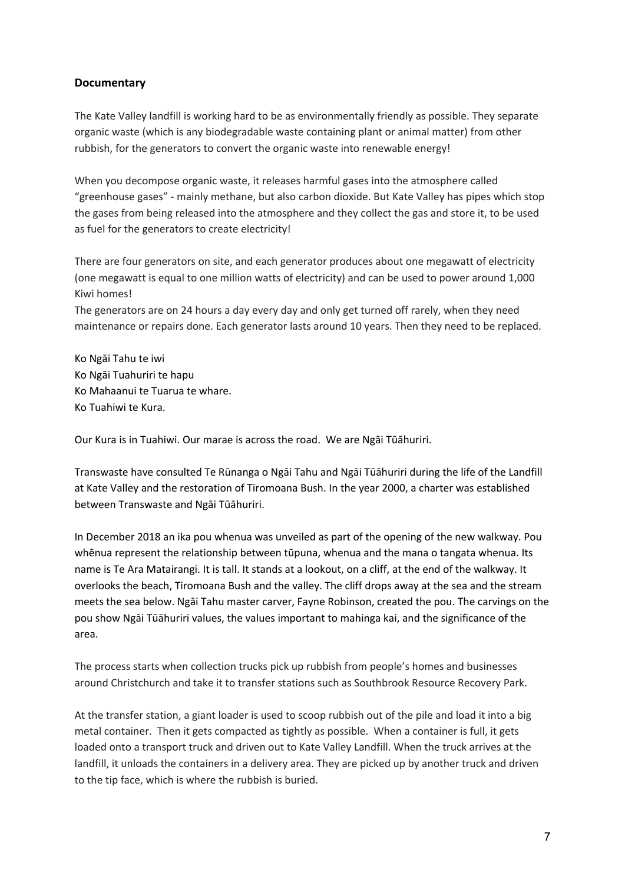### Documentary

The Kate Valley landfill is working hard to be as environmentally friendly as possible. They separate organic waste (which is any biodegradable waste containing plant or animal matter) from other rubbish, for the generators to convert the organic waste into renewable energy!

When you decompose organic waste, it releases harmful gases into the atmosphere called "greenhouse gases" - mainly methane, but also carbon dioxide. But Kate Valley has pipes which stop the gases from being released into the atmosphere and they collect the gas and store it, to be used as fuel for the generators to create electricity!

There are four generators on site, and each generator produces about one megawatt of electricity (one megawatt is equal to one million watts of electricity) and can be used to power around 1,000 Kiwi homes!
The generators are on 24 hours a day every day and only get turned off rarely, when they need maintenance or repairs done. Each generator lasts around 10 years. Then they need to be replaced.

Ko Ngāi Tahu te iwi
Ko Ngāi Tuahuriri te hapu
Ko Mahaanui te Tuarua te whare.
Ko Tuahiwi te Kura.

Our Kura is in Tuahiwi. Our marae is across the road. We are Ngāi Tūāhuriri.

Transwaste have consulted Te Rūnanga o Ngāi Tahu and Ngāi Tūāhuriri during the life of the Landfill at Kate Valley and the restoration of Tiromoana Bush. In the year 2000, a charter was established between Transwaste and Ngāi Tūāhuriri.

In December 2018 an ika pou whenua was unveiled as part of the opening of the new walkway. Pou whēnua represent the relationship between tūpuna, whenua and the mana o tangata whenua. Its name is Te Ara Matairangi. It is tall. It stands at a lookout, on a cliff, at the end of the walkway. It overlooks the beach, Tiromoana Bush and the valley. The cliff drops away at the sea and the stream meets the sea below. Ngāi Tahu master carver, Fayne Robinson, created the pou. The carvings on the pou show Ngāi Tūāhuriri values, the values important to mahinga kai, and the significance of the area.

The process starts when collection trucks pick up rubbish from people's homes and businesses around Christchurch and take it to transfer stations such as Southbrook Resource Recovery Park.

At the transfer station, a giant loader is used to scoop rubbish out of the pile and load it into a big metal container. Then it gets compacted as tightly as possible. When a container is full, it gets loaded onto a transport truck and driven out to Kate Valley Landfill. When the truck arrives at the landfill, it unloads the containers in a delivery area. They are picked up by another truck and driven to the tip face, which is where the rubbish is buried.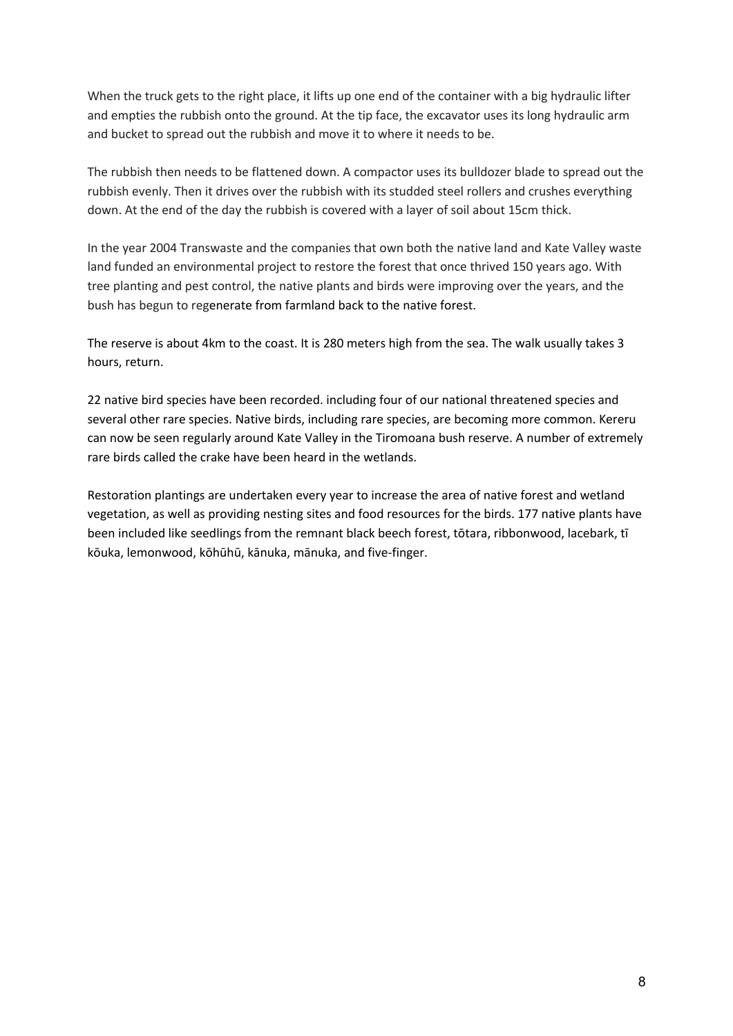When the truck gets to the right place, it lifts up one end of the container with a big hydraulic lifter and empties the rubbish onto the ground. At the tip face, the excavator uses its long hydraulic arm and bucket to spread out the rubbish and move it to where it needs to be.

The rubbish then needs to be flattened down. A compactor uses its bulldozer blade to spread out the rubbish evenly. Then it drives over the rubbish with its studded steel rollers and crushes everything down. At the end of the day the rubbish is covered with a layer of soil about 15cm thick.

In the year 2004 Transwaste and the companies that own both the native land and Kate Valley waste land funded an environmental project to restore the forest that once thrived 150 years ago. With tree planting and pest control, the native plants and birds were improving over the years, and the bush has begun to regenerate from farmland back to the native forest.

The reserve is about 4km to the coast. It is 280 meters high from the sea. The walk usually takes 3 hours, return.

22 native bird species have been recorded. including four of our national threatened species and several other rare species. Native birds, including rare species, are becoming more common. Kereru can now be seen regularly around Kate Valley in the Tiromoana bush reserve. A number of extremely rare birds called the crake have been heard in the wetlands.

Restoration plantings are undertaken every year to increase the area of native forest and wetland vegetation, as well as providing nesting sites and food resources for the birds. 177 native plants have been included like seedlings from the remnant black beech forest, tōtara, ribbonwood, lacebark, tī kōuka, lemonwood, kōhūhū, kānuka, mānuka, and five-finger.